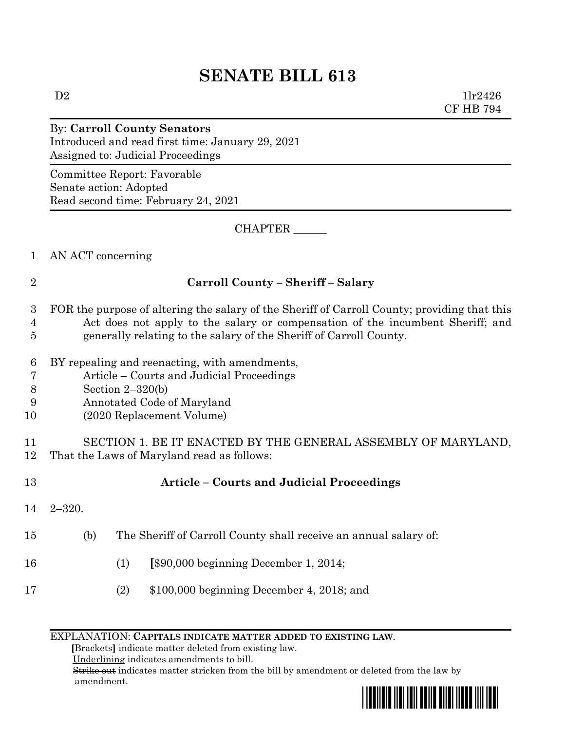# SENATE BILL 613

D2 1lr2426
CF HB 794

By: **Carroll County Senators**
Introduced and read first time: January 29, 2021
Assigned to: Judicial Proceedings

Committee Report: Favorable
Senate action: Adopted
Read second time: February 24, 2021

CHAPTER ______

1 AN ACT concerning

2 **Carroll County – Sheriff – Salary**

3 FOR the purpose of altering the salary of the Sheriff of Carroll County; providing that this
4 Act does not apply to the salary or compensation of the incumbent Sheriff; and
5 generally relating to the salary of the Sheriff of Carroll County.

6 BY repealing and reenacting, with amendments,
7 Article – Courts and Judicial Proceedings
8 Section 2–320(b)
9 Annotated Code of Maryland
10 (2020 Replacement Volume)

11 SECTION 1. BE IT ENACTED BY THE GENERAL ASSEMBLY OF MARYLAND,
12 That the Laws of Maryland read as follows:

13 **Article – Courts and Judicial Proceedings**

14 2–320.

15 (b) The Sheriff of Carroll County shall receive an annual salary of:

16 (1) **[**$90,000 beginning December 1, 2014;

17 (2) $100,000 beginning December 4, 2018; and

EXPLANATION: **CAPITALS INDICATE MATTER ADDED TO EXISTING LAW.**
**[**Brackets**]** indicate matter deleted from existing law.
Underlining indicates amendments to bill.
~~Strike out~~ indicates matter stricken from the bill by amendment or deleted from the law by amendment.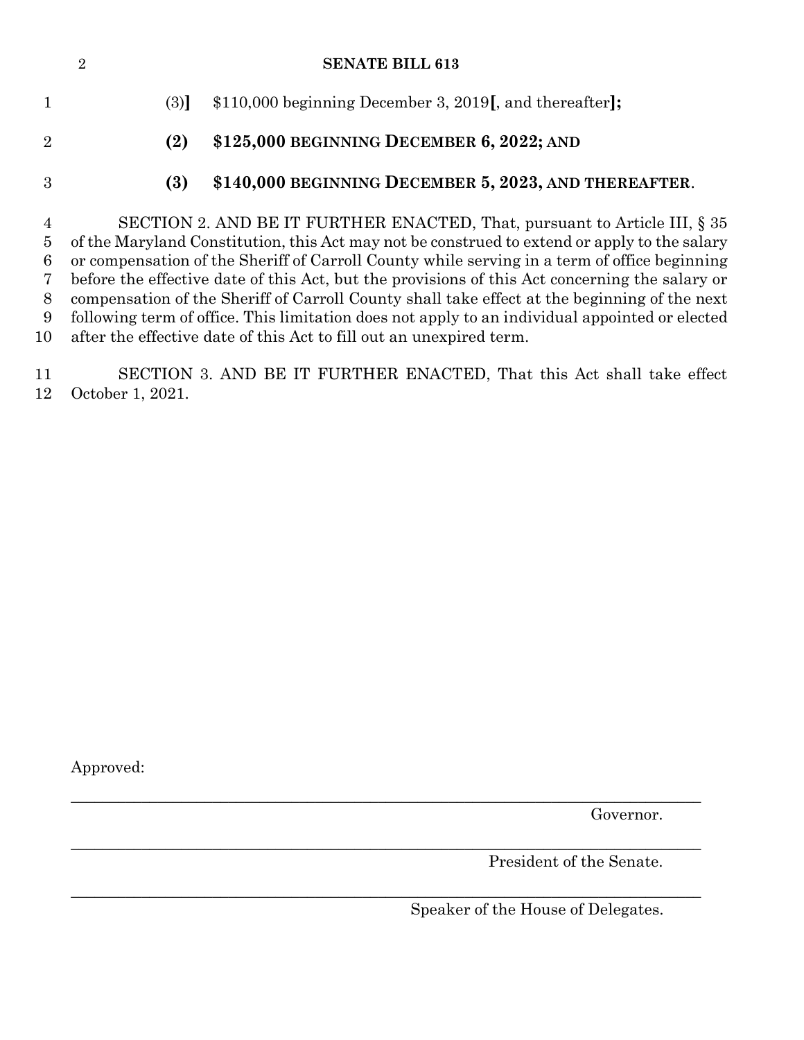(3)**]** $110,000 beginning December 3, 2019**[**, and thereafter**]**;

**(2) $125,000 BEGINNING DECEMBER 6, 2022; AND**

**(3) $140,000 BEGINNING DECEMBER 5, 2023, AND THEREAFTER**.

SECTION 2. AND BE IT FURTHER ENACTED, That, pursuant to Article III, § 35 of the Maryland Constitution, this Act may not be construed to extend or apply to the salary or compensation of the Sheriff of Carroll County while serving in a term of office beginning before the effective date of this Act, but the provisions of this Act concerning the salary or compensation of the Sheriff of Carroll County shall take effect at the beginning of the next following term of office. This limitation does not apply to an individual appointed or elected after the effective date of this Act to fill out an unexpired term.

SECTION 3. AND BE IT FURTHER ENACTED, That this Act shall take effect October 1, 2021.

Approved:

\_\_\_\_\_\_\_\_\_\_\_\_\_\_\_\_\_\_\_\_\_\_\_\_\_\_\_\_\_\_\_\_\_\_\_\_\_\_\_\_\_\_\_\_\_\_\_\_\_\_\_\_\_\_\_\_\_\_\_\_\_\_\_\_\_\_\_\_\_\_\_\_\_\_

Governor.

\_\_\_\_\_\_\_\_\_\_\_\_\_\_\_\_\_\_\_\_\_\_\_\_\_\_\_\_\_\_\_\_\_\_\_\_\_\_\_\_\_\_\_\_\_\_\_\_\_\_\_\_\_\_\_\_\_\_\_\_\_\_\_\_\_\_\_\_\_\_\_\_\_\_

President of the Senate.

\_\_\_\_\_\_\_\_\_\_\_\_\_\_\_\_\_\_\_\_\_\_\_\_\_\_\_\_\_\_\_\_\_\_\_\_\_\_\_\_\_\_\_\_\_\_\_\_\_\_\_\_\_\_\_\_\_\_\_\_\_\_\_\_\_\_\_\_\_\_\_\_\_\_

Speaker of the House of Delegates.